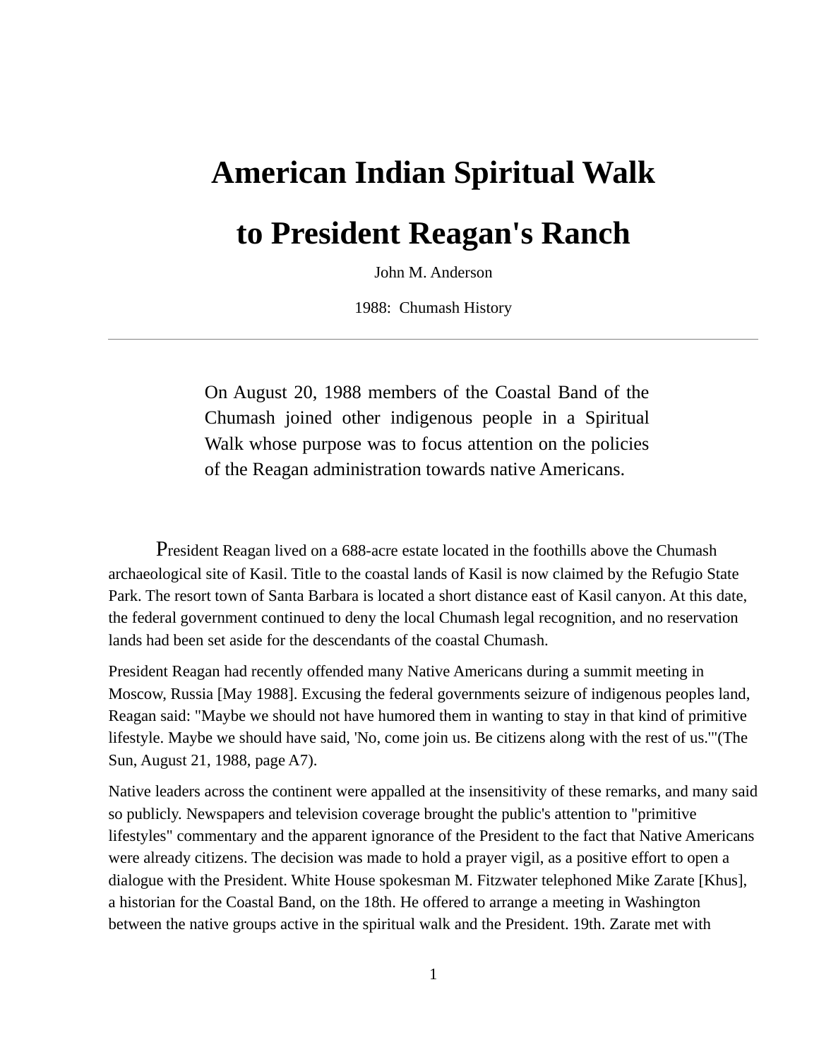# American Indian Spiritual Walk to President Reagan's Ranch

John M. Anderson

1988: Chumash History

---

On August 20, 1988 members of the Coastal Band of the Chumash joined other indigenous people in a Spiritual Walk whose purpose was to focus attention on the policies of the Reagan administration towards native Americans.

President Reagan lived on a 688-acre estate located in the foothills above the Chumash archaeological site of Kasil. Title to the coastal lands of Kasil is now claimed by the Refugio State Park. The resort town of Santa Barbara is located a short distance east of Kasil canyon. At this date, the federal government continued to deny the local Chumash legal recognition, and no reservation lands had been set aside for the descendants of the coastal Chumash.

President Reagan had recently offended many Native Americans during a summit meeting in Moscow, Russia [May 1988]. Excusing the federal governments seizure of indigenous peoples land, Reagan said: "Maybe we should not have humored them in wanting to stay in that kind of primitive lifestyle. Maybe we should have said, 'No, come join us. Be citizens along with the rest of us.'"(The Sun, August 21, 1988, page A7).

Native leaders across the continent were appalled at the insensitivity of these remarks, and many said so publicly. Newspapers and television coverage brought the public's attention to "primitive lifestyles" commentary and the apparent ignorance of the President to the fact that Native Americans were already citizens. The decision was made to hold a prayer vigil, as a positive effort to open a dialogue with the President. White House spokesman M. Fitzwater telephoned Mike Zarate [Khus], a historian for the Coastal Band, on the 18th. He offered to arrange a meeting in Washington between the native groups active in the spiritual walk and the President. 19th. Zarate met with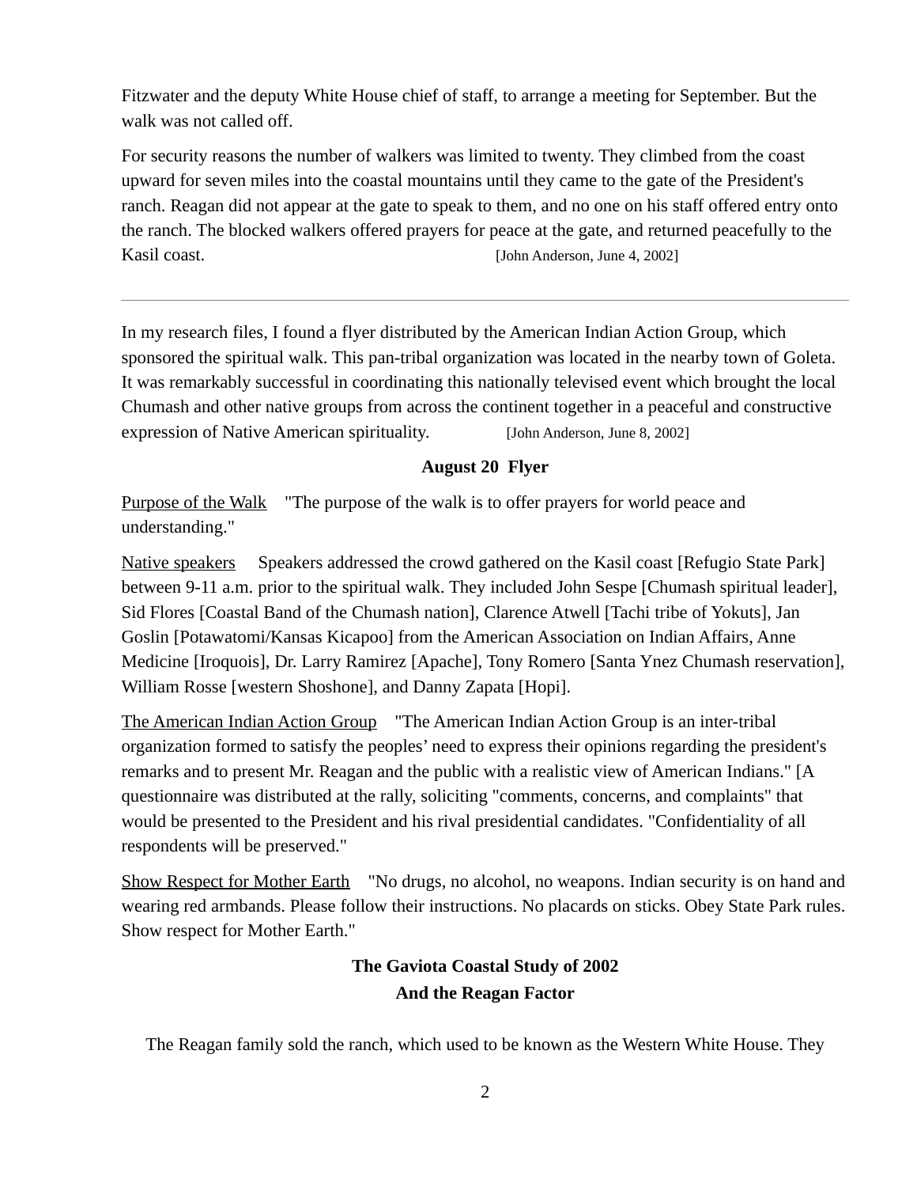Fitzwater and the deputy White House chief of staff, to arrange a meeting for September. But the walk was not called off.

For security reasons the number of walkers was limited to twenty. They climbed from the coast upward for seven miles into the coastal mountains until they came to the gate of the President's ranch. Reagan did not appear at the gate to speak to them, and no one on his staff offered entry onto the ranch. The blocked walkers offered prayers for peace at the gate, and returned peacefully to the Kasil coast. [John Anderson, June 4, 2002]

---

In my research files, I found a flyer distributed by the American Indian Action Group, which sponsored the spiritual walk. This pan-tribal organization was located in the nearby town of Goleta. It was remarkably successful in coordinating this nationally televised event which brought the local Chumash and other native groups from across the continent together in a peaceful and constructive expression of Native American spirituality. [John Anderson, June 8, 2002]

**August 20 Flyer**

Purpose of the Walk "The purpose of the walk is to offer prayers for world peace and understanding."

Native speakers Speakers addressed the crowd gathered on the Kasil coast [Refugio State Park] between 9-11 a.m. prior to the spiritual walk. They included John Sespe [Chumash spiritual leader], Sid Flores [Coastal Band of the Chumash nation], Clarence Atwell [Tachi tribe of Yokuts], Jan Goslin [Potawatomi/Kansas Kicapoo] from the American Association on Indian Affairs, Anne Medicine [Iroquois], Dr. Larry Ramirez [Apache], Tony Romero [Santa Ynez Chumash reservation], William Rosse [western Shoshone], and Danny Zapata [Hopi].

The American Indian Action Group "The American Indian Action Group is an inter-tribal organization formed to satisfy the peoples' need to express their opinions regarding the president's remarks and to present Mr. Reagan and the public with a realistic view of American Indians." [A questionnaire was distributed at the rally, soliciting "comments, concerns, and complaints" that would be presented to the President and his rival presidential candidates. "Confidentiality of all respondents will be preserved."

Show Respect for Mother Earth "No drugs, no alcohol, no weapons. Indian security is on hand and wearing red armbands. Please follow their instructions. No placards on sticks. Obey State Park rules. Show respect for Mother Earth."

**The Gaviota Coastal Study of 2002**
**And the Reagan Factor**

The Reagan family sold the ranch, which used to be known as the Western White House. They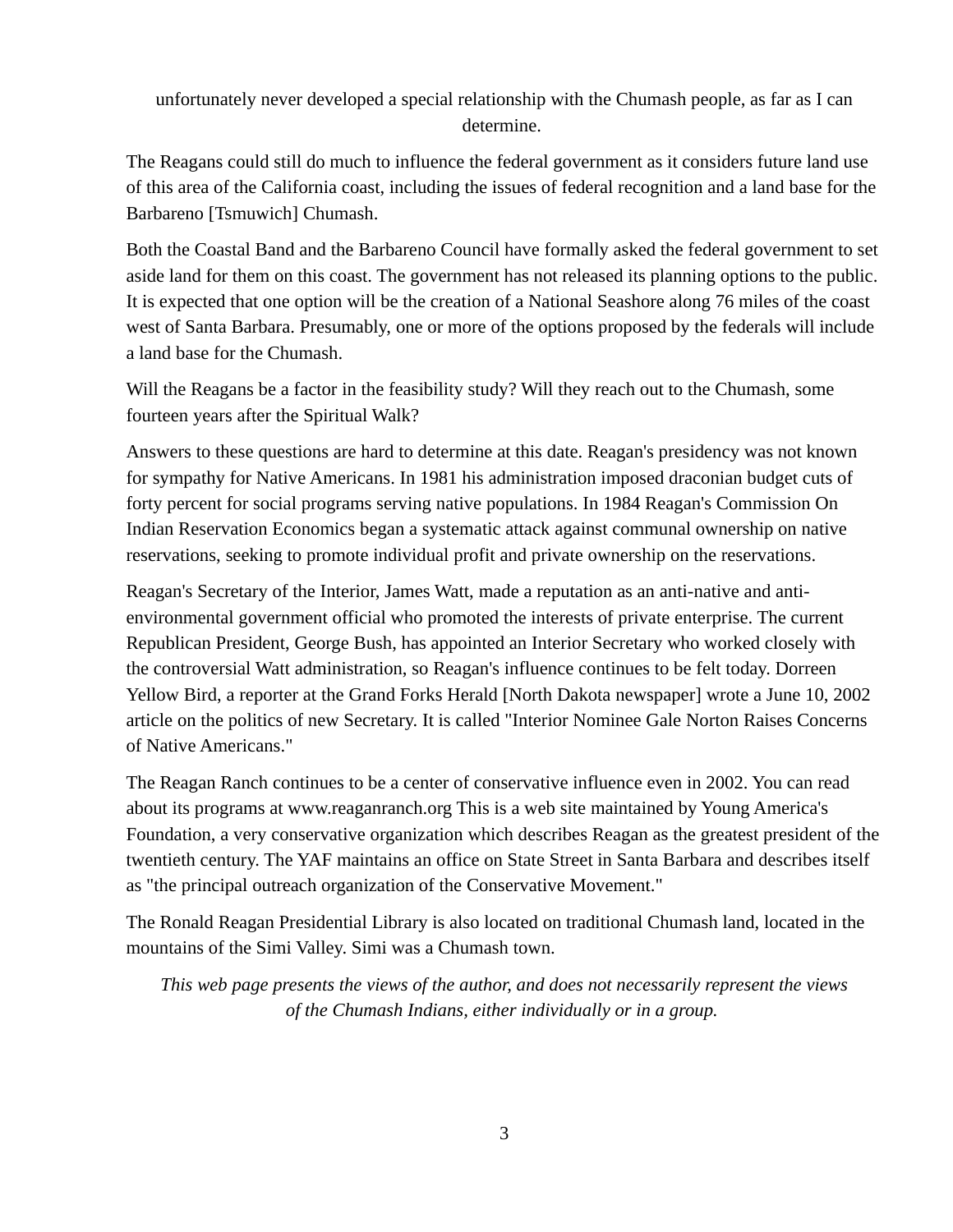unfortunately never developed a special relationship with the Chumash people, as far as I can determine.

The Reagans could still do much to influence the federal government as it considers future land use of this area of the California coast, including the issues of federal recognition and a land base for the Barbareno [Tsmuwich] Chumash.

Both the Coastal Band and the Barbareno Council have formally asked the federal government to set aside land for them on this coast. The government has not released its planning options to the public. It is expected that one option will be the creation of a National Seashore along 76 miles of the coast west of Santa Barbara. Presumably, one or more of the options proposed by the federals will include a land base for the Chumash.

Will the Reagans be a factor in the feasibility study? Will they reach out to the Chumash, some fourteen years after the Spiritual Walk?

Answers to these questions are hard to determine at this date. Reagan's presidency was not known for sympathy for Native Americans. In 1981 his administration imposed draconian budget cuts of forty percent for social programs serving native populations. In 1984 Reagan's Commission On Indian Reservation Economics began a systematic attack against communal ownership on native reservations, seeking to promote individual profit and private ownership on the reservations.

Reagan's Secretary of the Interior, James Watt, made a reputation as an anti-native and anti-environmental government official who promoted the interests of private enterprise. The current Republican President, George Bush, has appointed an Interior Secretary who worked closely with the controversial Watt administration, so Reagan's influence continues to be felt today. Dorreen Yellow Bird, a reporter at the Grand Forks Herald [North Dakota newspaper] wrote a June 10, 2002 article on the politics of new Secretary. It is called "Interior Nominee Gale Norton Raises Concerns of Native Americans."

The Reagan Ranch continues to be a center of conservative influence even in 2002. You can read about its programs at www.reaganranch.org This is a web site maintained by Young America's Foundation, a very conservative organization which describes Reagan as the greatest president of the twentieth century. The YAF maintains an office on State Street in Santa Barbara and describes itself as "the principal outreach organization of the Conservative Movement."

The Ronald Reagan Presidential Library is also located on traditional Chumash land, located in the mountains of the Simi Valley. Simi was a Chumash town.

*This web page presents the views of the author, and does not necessarily represent the views of the Chumash Indians, either individually or in a group.*